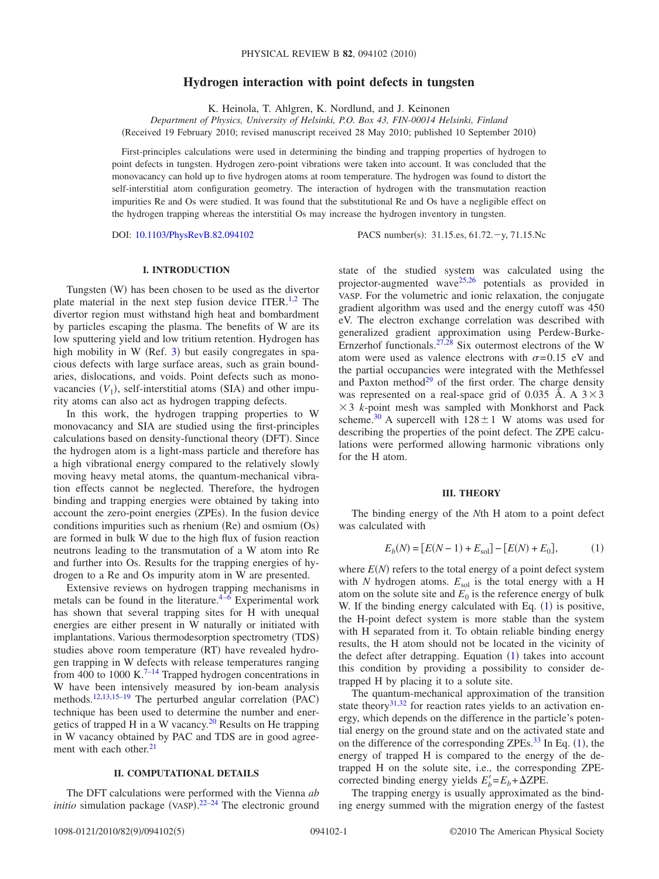# Hydrogen interaction with point defects in tungsten

K. Heinola, T. Ahlgren, K. Nordlund, and J. Keinonen

*Department of Physics, University of Helsinki, P.O. Box 43, FIN-00014 Helsinki, Finland*

(Received 19 February 2010; revised manuscript received 28 May 2010; published 10 September 2010)

First-principles calculations were used in determining the binding and trapping properties of hydrogen to point defects in tungsten. Hydrogen zero-point vibrations were taken into account. It was concluded that the monovacancy can hold up to five hydrogen atoms at room temperature. The hydrogen was found to distort the self-interstitial atom configuration geometry. The interaction of hydrogen with the transmutation reaction impurities Re and Os were studied. It was found that the substitutional Re and Os have a negligible effect on the hydrogen trapping whereas the interstitial Os may increase the hydrogen inventory in tungsten.

DOI: 10.1103/PhysRevB.82.094102 PACS number(s): 31.15.es, 61.72.−y, 71.15.Nc

## I. INTRODUCTION

Tungsten (W) has been chosen to be used as the divertor plate material in the next step fusion device ITER.[1,2] The divertor region must withstand high heat and bombardment by particles escaping the plasma. The benefits of W are its low sputtering yield and low tritium retention. Hydrogen has high mobility in W (Ref. 3) but easily congregates in spacious defects with large surface areas, such as grain boundaries, dislocations, and voids. Point defects such as monovacancies ($V_1$), self-interstitial atoms (SIA) and other impurity atoms can also act as hydrogen trapping defects.

In this work, the hydrogen trapping properties to W monovacancy and SIA are studied using the first-principles calculations based on density-functional theory (DFT). Since the hydrogen atom is a light-mass particle and therefore has a high vibrational energy compared to the relatively slowly moving heavy metal atoms, the quantum-mechanical vibration effects cannot be neglected. Therefore, the hydrogen binding and trapping energies were obtained by taking into account the zero-point energies (ZPEs). In the fusion device conditions impurities such as rhenium (Re) and osmium (Os) are formed in bulk W due to the high flux of fusion reaction neutrons leading to the transmutation of a W atom into Re and further into Os. Results for the trapping energies of hydrogen to a Re and Os impurity atom in W are presented.

Extensive reviews on hydrogen trapping mechanisms in metals can be found in the literature.[4–6] Experimental work has shown that several trapping sites for H with unequal energies are either present in W naturally or initiated with implantations. Various thermodesorption spectrometry (TDS) studies above room temperature (RT) have revealed hydrogen trapping in W defects with release temperatures ranging from 400 to 1000 K.[7–14] Trapped hydrogen concentrations in W have been intensively measured by ion-beam analysis methods.[12,13,15–19] The perturbed angular correlation (PAC) technique has been used to determine the number and energetics of trapped H in a W vacancy.[20] Results on He trapping in W vacancy obtained by PAC and TDS are in good agreement with each other.[21]

## II. COMPUTATIONAL DETAILS

The DFT calculations were performed with the Vienna *ab initio* simulation package (VASP).[22–24] The electronic ground state of the studied system was calculated using the projector-augmented wave[25,26] potentials as provided in VASP. For the volumetric and ionic relaxation, the conjugate gradient algorithm was used and the energy cutoff was 450 eV. The electron exchange correlation was described with generalized gradient approximation using Perdew-Burke-Ernzerhof functionals.[27,28] Six outermost electrons of the W atom were used as valence electrons with $\sigma=0.15$ eV and the partial occupancies were integrated with the Methfessel and Paxton method[29] of the first order. The charge density was represented on a real-space grid of 0.035 Å. A $3\times3\times3$ $k$-point mesh was sampled with Monkhorst and Pack scheme.[30] A supercell with $128\pm1$ W atoms was used for describing the properties of the point defect. The ZPE calculations were performed allowing harmonic vibrations only for the H atom.

## III. THEORY

The binding energy of the $N$th H atom to a point defect was calculated with

$$E_b(N)=[E(N-1)+E_{\mathrm{sol}}]-[E(N)+E_0], \qquad (1)$$

where $E(N)$ refers to the total energy of a point defect system with $N$ hydrogen atoms. $E_{\mathrm{sol}}$ is the total energy with a H atom on the solute site and $E_0$ is the reference energy of bulk W. If the binding energy calculated with Eq. (1) is positive, the H-point defect system is more stable than the system with H separated from it. To obtain reliable binding energy results, the H atom should not be located in the vicinity of the defect after detrapping. Equation (1) takes into account this condition by providing a possibility to consider detrapped H by placing it to a solute site.

The quantum-mechanical approximation of the transition state theory[31,32] for reaction rates yields to an activation energy, which depends on the difference in the particle's potential energy on the ground state and on the activated state and on the difference of the corresponding ZPEs.[33] In Eq. (1), the energy of trapped H is compared to the energy of the detrapped H on the solute site, i.e., the corresponding ZPE-corrected binding energy yields $E_b'=E_b+\Delta\mathrm{ZPE}$.

The trapping energy is usually approximated as the binding energy summed with the migration energy of the fastest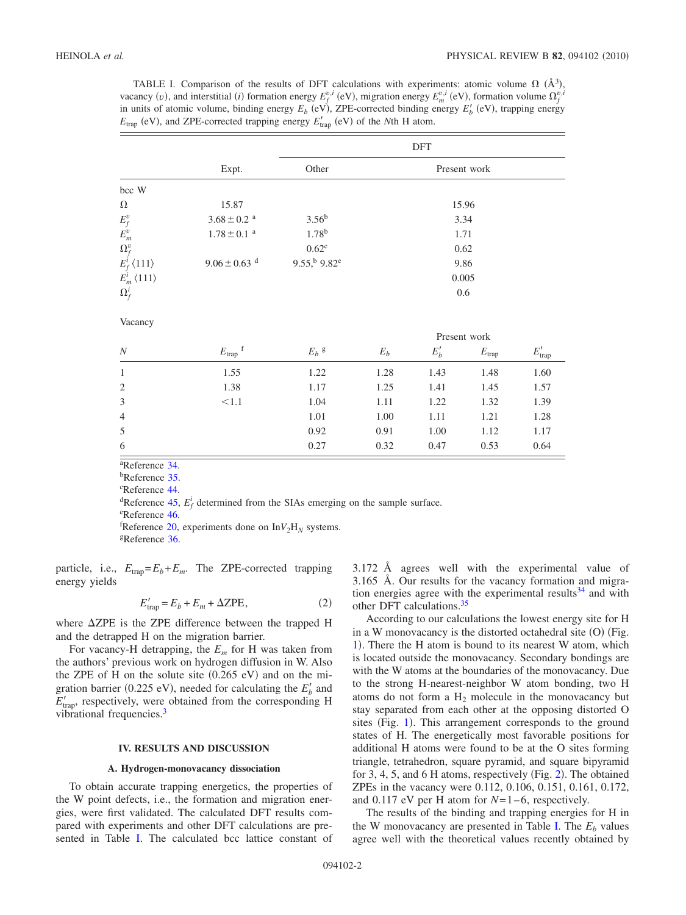TABLE I. Comparison of the results of DFT calculations with experiments: atomic volume $\Omega$ (Å$^3$), vacancy ($v$), and interstitial ($i$) formation energy $E_f^{v,i}$ (eV), migration energy $E_m^{v,i}$ (eV), formation volume $\Omega_f^{v,i}$ in units of atomic volume, binding energy $E_b$ (eV), ZPE-corrected binding energy $E_b'$ (eV), trapping energy $E_{\mathrm{trap}}$ (eV), and ZPE-corrected trapping energy $E_{\mathrm{trap}}'$ (eV) of the $N$th H atom.

| | Expt. | DFT Other | DFT Present work |
|---|---|---|---|
| bcc W | | | |
| $\Omega$ | 15.87 | | 15.96 |
| $E_f^v$ | $3.68 \pm 0.2$ [a] | 3.56[b] | 3.34 |
| $E_m^v$ | $1.78 \pm 0.1$ [a] | 1.78[b] | 1.71 |
| $\Omega_f^v$ | | 0.62[c] | 0.62 |
| $E_f^i\langle 111\rangle$ | $9.06 \pm 0.63$ [d] | 9.55,[b] 9.82[e] | 9.86 |
| $E_m^i\langle 111\rangle$ | | | 0.005 |
| $\Omega_f^i$ | | | 0.6 |

Vacancy

| $N$ | $E_{\mathrm{trap}}$ [f] | $E_b$ [g] | $E_b$ (Present work) | $E_b'$ (Present work) | $E_{\mathrm{trap}}$ (Present work) | $E_{\mathrm{trap}}'$ (Present work) |
|---|---|---|---|---|---|---|
| 1 | 1.55 | 1.22 | 1.28 | 1.43 | 1.48 | 1.60 |
| 2 | 1.38 | 1.17 | 1.25 | 1.41 | 1.45 | 1.57 |
| 3 | <1.1 | 1.04 | 1.11 | 1.22 | 1.32 | 1.39 |
| 4 | | 1.01 | 1.00 | 1.11 | 1.21 | 1.28 |
| 5 | | 0.92 | 0.91 | 1.00 | 1.12 | 1.17 |
| 6 | | 0.27 | 0.32 | 0.47 | 0.53 | 0.64 |

[a]Reference 34.
[b]Reference 35.
[c]Reference 44.
[d]Reference 45, $E_f^i$ determined from the SIAs emerging on the sample surface.
[e]Reference 46.
[f]Reference 20, experiments done on $\mathrm{In}V_2\mathrm{H}_N$ systems.
[g]Reference 36.

particle, i.e., $E_{\mathrm{trap}}=E_b+E_m$. The ZPE-corrected trapping energy yields

$$E_{\mathrm{trap}}' = E_b + E_m + \Delta\mathrm{ZPE}, \tag{2}$$

where $\Delta$ZPE is the ZPE difference between the trapped H and the detrapped H on the migration barrier.

For vacancy-H detrapping, the $E_m$ for H was taken from the authors' previous work on hydrogen diffusion in W. Also the ZPE of H on the solute site (0.265 eV) and on the migration barrier (0.225 eV), needed for calculating the $E_b'$ and $E_{\mathrm{trap}}'$, respectively, were obtained from the corresponding H vibrational frequencies.[3]

## IV. RESULTS AND DISCUSSION

### A. Hydrogen-monovacancy dissociation

To obtain accurate trapping energetics, the properties of the W point defects, i.e., the formation and migration energies, were first validated. The calculated DFT results compared with experiments and other DFT calculations are presented in Table I. The calculated bcc lattice constant of 3.172 Å agrees well with the experimental value of 3.165 Å. Our results for the vacancy formation and migration energies agree with the experimental results[34] and with other DFT calculations.[35]

According to our calculations the lowest energy site for H in a W monovacancy is the distorted octahedral site (O) (Fig. 1). There the H atom is bound to its nearest W atom, which is located outside the monovacancy. Secondary bondings are with the W atoms at the boundaries of the monovacancy. Due to the strong H-nearest-neighbor W atom bonding, two H atoms do not form a $H_2$ molecule in the monovacancy but stay separated from each other at the opposing distorted O sites (Fig. 1). This arrangement corresponds to the ground states of H. The energetically most favorable positions for additional H atoms were found to be at the O sites forming triangle, tetrahedron, square pyramid, and square bipyramid for 3, 4, 5, and 6 H atoms, respectively (Fig. 2). The obtained ZPEs in the vacancy were 0.112, 0.106, 0.151, 0.161, 0.172, and 0.117 eV per H atom for $N=1-6$, respectively.

The results of the binding and trapping energies for H in the W monovacancy are presented in Table I. The $E_b$ values agree well with the theoretical values recently obtained by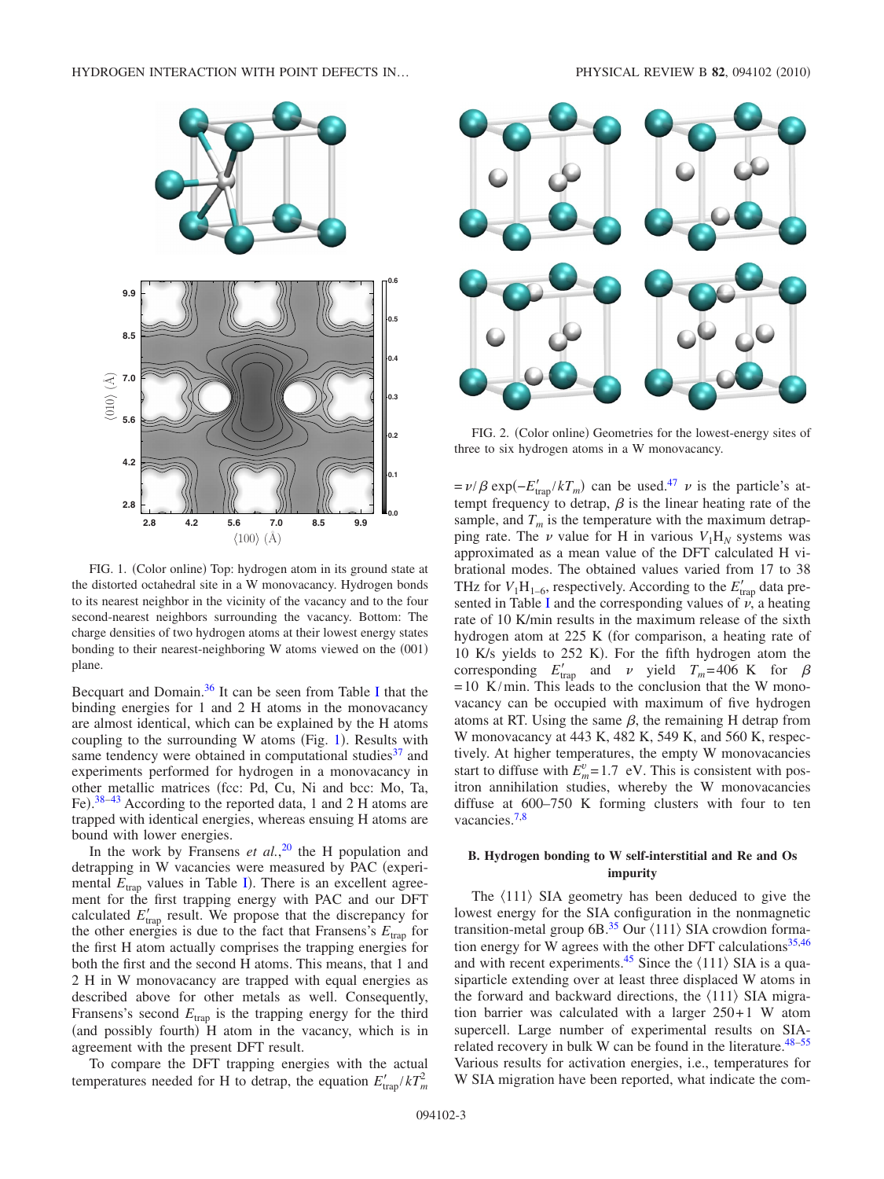FIG. 1. (Color online) Top: hydrogen atom in its ground state at the distorted octahedral site in a W monovacancy. Hydrogen bonds to its nearest neighbor in the vicinity of the vacancy and to the four second-nearest neighbors surrounding the vacancy. Bottom: The charge densities of two hydrogen atoms at their lowest energy states bonding to their nearest-neighboring W atoms viewed on the (001) plane.

Becquart and Domain.[36] It can be seen from Table I that the binding energies for 1 and 2 H atoms in the monovacancy are almost identical, which can be explained by the H atoms coupling to the surrounding W atoms (Fig. 1). Results with same tendency were obtained in computational studies[37] and experiments performed for hydrogen in a monovacancy in other metallic matrices (fcc: Pd, Cu, Ni and bcc: Mo, Ta, Fe).[38–43] According to the reported data, 1 and 2 H atoms are trapped with identical energies, whereas ensuing H atoms are bound with lower energies.

In the work by Fransens *et al.*,[20] the H population and detrapping in W vacancies were measured by PAC (experimental $E_{trap}$ values in Table I). There is an excellent agreement for the first trapping energy with PAC and our DFT calculated $E'_{trap}$ result. We propose that the discrepancy for the other energies is due to the fact that Fransens's $E_{trap}$ for the first H atom actually comprises the trapping energies for both the first and the second H atoms. This means, that 1 and 2 H in W monovacancy are trapped with equal energies as described above for other metals as well. Consequently, Fransens's second $E_{trap}$ is the trapping energy for the third (and possibly fourth) H atom in the vacancy, which is in agreement with the present DFT result.

To compare the DFT trapping energies with the actual temperatures needed for H to detrap, the equation $E'_{trap}/kT_m^2 = \nu/\beta \exp(-E'_{trap}/kT_m)$ can be used.[47] $\nu$ is the particle's attempt frequency to detrap, $\beta$ is the linear heating rate of the sample, and $T_m$ is the temperature with the maximum detrapping rate. The $\nu$ value for H in various $V_1H_N$ systems was approximated as a mean value of the DFT calculated H vibrational modes. The obtained values varied from 17 to 38 THz for $V_1H_{1-6}$, respectively. According to the $E'_{trap}$ data presented in Table I and the corresponding values of $\nu$, a heating rate of 10 K/min results in the maximum release of the sixth hydrogen atom at 225 K (for comparison, a heating rate of 10 K/s yields to 252 K). For the fifth hydrogen atom the corresponding $E'_{trap}$ and $\nu$ yield $T_m$=406 K for $\beta$=10 K/min. This leads to the conclusion that the W monovacancy can be occupied with maximum of five hydrogen atoms at RT. Using the same $\beta$, the remaining H detrap from W monovacancy at 443 K, 482 K, 549 K, and 560 K, respectively. At higher temperatures, the empty W monovacancies start to diffuse with $E_m^v$=1.7 eV. This is consistent with positron annihilation studies, whereby the W monovacancies diffuse at 600–750 K forming clusters with four to ten vacancies.[7,8]

FIG. 2. (Color online) Geometries for the lowest-energy sites of three to six hydrogen atoms in a W monovacancy.

### B. Hydrogen bonding to W self-interstitial and Re and Os impurity

The ⟨111⟩ SIA geometry has been deduced to give the lowest energy for the SIA configuration in the nonmagnetic transition-metal group 6B.[35] Our ⟨111⟩ SIA crowdion formation energy for W agrees with the other DFT calculations[35,46] and with recent experiments.[45] Since the ⟨111⟩ SIA is a quasiparticle extending over at least three displaced W atoms in the forward and backward directions, the ⟨111⟩ SIA migration barrier was calculated with a larger 250+1 W atom supercell. Large number of experimental results on SIA-related recovery in bulk W can be found in the literature.[48–55] Various results for activation energies, i.e., temperatures for W SIA migration have been reported, what indicate the com-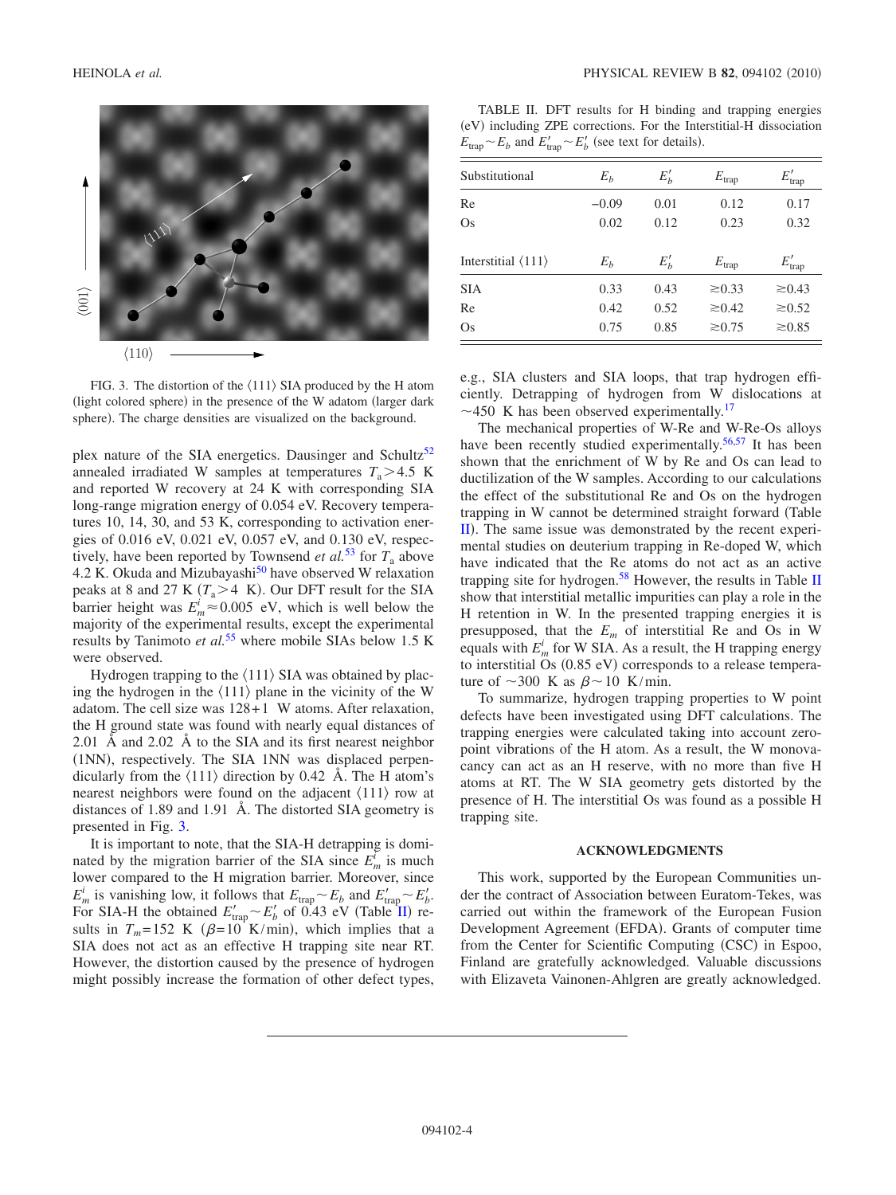FIG. 3. The distortion of the ⟨111⟩ SIA produced by the H atom (light colored sphere) in the presence of the W adatom (larger dark sphere). The charge densities are visualized on the background.

plex nature of the SIA energetics. Dausinger and Schultz[52] annealed irradiated W samples at temperatures $T_a > 4.5$ K and reported W recovery at 24 K with corresponding SIA long-range migration energy of 0.054 eV. Recovery temperatures 10, 14, 30, and 53 K, corresponding to activation energies of 0.016 eV, 0.021 eV, 0.057 eV, and 0.130 eV, respectively, have been reported by Townsend *et al.*[53] for $T_a$ above 4.2 K. Okuda and Mizubayashi[50] have observed W relaxation peaks at 8 and 27 K ($T_a > 4$ K). Our DFT result for the SIA barrier height was $E_m^i \approx 0.005$ eV, which is well below the majority of the experimental results, except the experimental results by Tanimoto *et al.*[55] where mobile SIAs below 1.5 K were observed.

Hydrogen trapping to the ⟨111⟩ SIA was obtained by placing the hydrogen in the ⟨111⟩ plane in the vicinity of the W adatom. The cell size was 128+1 W atoms. After relaxation, the H ground state was found with nearly equal distances of 2.01 Å and 2.02 Å to the SIA and its first nearest neighbor (1NN), respectively. The SIA 1NN was displaced perpendicularly from the ⟨111⟩ direction by 0.42 Å. The H atom's nearest neighbors were found on the adjacent ⟨111⟩ row at distances of 1.89 and 1.91 Å. The distorted SIA geometry is presented in Fig. 3.

It is important to note, that the SIA-H detrapping is dominated by the migration barrier of the SIA since $E_m^i$ is much lower compared to the H migration barrier. Moreover, since $E_m^i$ is vanishing low, it follows that $E_{\text{trap}} \sim E_b$ and $E'_{\text{trap}} \sim E'_b$. For SIA-H the obtained $E'_{\text{trap}} \sim E'_b$ of 0.43 eV (Table II) results in $T_m = 152$ K ($\beta = 10$ K/min), which implies that a SIA does not act as an effective H trapping site near RT. However, the distortion caused by the presence of hydrogen might possibly increase the formation of other defect types, e.g., SIA clusters and SIA loops, that trap hydrogen efficiently. Detrapping of hydrogen from W dislocations at ~450 K has been observed experimentally.[17]

TABLE II. DFT results for H binding and trapping energies (eV) including ZPE corrections. For the Interstitial-H dissociation $E_{\text{trap}} \sim E_b$ and $E'_{\text{trap}} \sim E'_b$ (see text for details).

| Substitutional | $E_b$ | $E'_b$ | $E_{\text{trap}}$ | $E'_{\text{trap}}$ |
|---|---|---|---|---|
| Re | −0.09 | 0.01 | 0.12 | 0.17 |
| Os | 0.02 | 0.12 | 0.23 | 0.32 |
| Interstitial ⟨111⟩ | $E_b$ | $E'_b$ | $E_{\text{trap}}$ | $E'_{\text{trap}}$ |
| SIA | 0.33 | 0.43 | ≳0.33 | ≳0.43 |
| Re | 0.42 | 0.52 | ≳0.42 | ≳0.52 |
| Os | 0.75 | 0.85 | ≳0.75 | ≳0.85 |

The mechanical properties of W-Re and W-Re-Os alloys have been recently studied experimentally.[56,57] It has been shown that the enrichment of W by Re and Os can lead to ductilization of the W samples. According to our calculations the effect of the substitutional Re and Os on the hydrogen trapping in W cannot be determined straight forward (Table II). The same issue was demonstrated by the recent experimental studies on deuterium trapping in Re-doped W, which have indicated that the Re atoms do not act as an active trapping site for hydrogen.[58] However, the results in Table II show that interstitial metallic impurities can play a role in the H retention in W. In the presented trapping energies it is presupposed, that the $E_m$ of interstitial Re and Os in W equals with $E_m^i$ for W SIA. As a result, the H trapping energy to interstitial Os (0.85 eV) corresponds to a release temperature of ~300 K as $\beta \sim 10$ K/min.

To summarize, hydrogen trapping properties to W point defects have been investigated using DFT calculations. The trapping energies were calculated taking into account zero-point vibrations of the H atom. As a result, the W monovacancy can act as an H reserve, with no more than five H atoms at RT. The W SIA geometry gets distorted by the presence of H. The interstitial Os was found as a possible H trapping site.

## ACKNOWLEDGMENTS

This work, supported by the European Communities under the contract of Association between Euratom-Tekes, was carried out within the framework of the European Fusion Development Agreement (EFDA). Grants of computer time from the Center for Scientific Computing (CSC) in Espoo, Finland are gratefully acknowledged. Valuable discussions with Elizaveta Vainonen-Ahlgren are greatly acknowledged.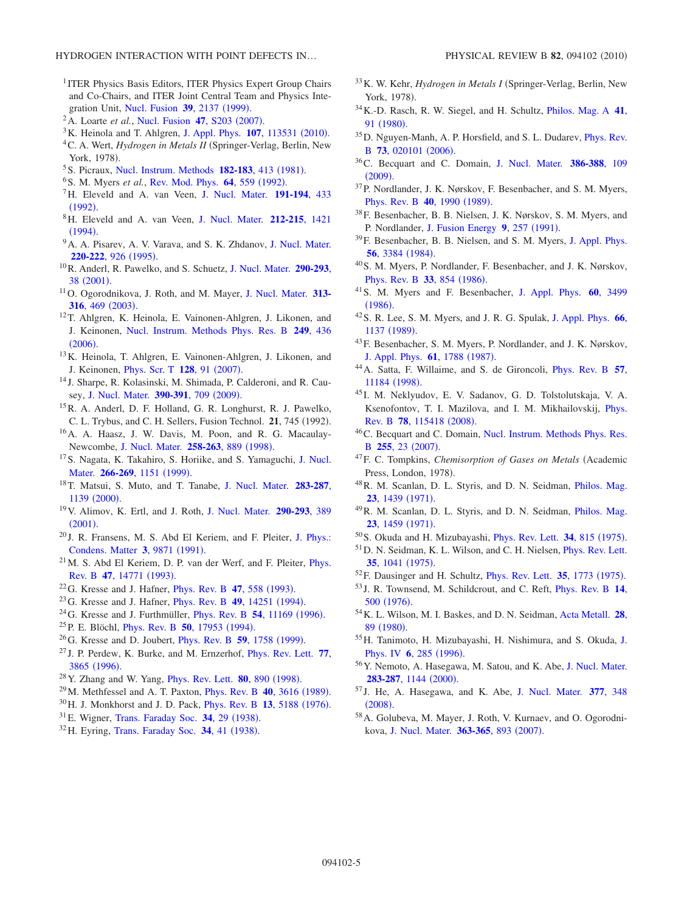[1] ITER Physics Basis Editors, ITER Physics Expert Group Chairs and Co-Chairs, and ITER Joint Central Team and Physics Integration Unit, Nucl. Fusion **39**, 2137 (1999).

[2] A. Loarte *et al.*, Nucl. Fusion **47**, S203 (2007).

[3] K. Heinola and T. Ahlgren, J. Appl. Phys. **107**, 113531 (2010).

[4] C. A. Wert, *Hydrogen in Metals II* (Springer-Verlag, Berlin, New York, 1978).

[5] S. Picraux, Nucl. Instrum. Methods **182-183**, 413 (1981).

[6] S. M. Myers *et al.*, Rev. Mod. Phys. **64**, 559 (1992).

[7] H. Eleveld and A. van Veen, J. Nucl. Mater. **191-194**, 433 (1992).

[8] H. Eleveld and A. van Veen, J. Nucl. Mater. **212-215**, 1421 (1994).

[9] A. A. Pisarev, A. V. Varava, and S. K. Zhdanov, J. Nucl. Mater. **220-222**, 926 (1995).

[10] R. Anderl, R. Pawelko, and S. Schuetz, J. Nucl. Mater. **290-293**, 38 (2001).

[11] O. Ogorodnikova, J. Roth, and M. Mayer, J. Nucl. Mater. **313-316**, 469 (2003).

[12] T. Ahlgren, K. Heinola, E. Vainonen-Ahlgren, J. Likonen, and J. Keinonen, Nucl. Instrum. Methods Phys. Res. B **249**, 436 (2006).

[13] K. Heinola, T. Ahlgren, E. Vainonen-Ahlgren, J. Likonen, and J. Keinonen, Phys. Scr. T **128**, 91 (2007).

[14] J. Sharpe, R. Kolasinski, M. Shimada, P. Calderoni, and R. Causey, J. Nucl. Mater. **390-391**, 709 (2009).

[15] R. A. Anderl, D. F. Holland, G. R. Longhurst, R. J. Pawelko, C. L. Trybus, and C. H. Sellers, Fusion Technol. **21**, 745 (1992).

[16] A. A. Haasz, J. W. Davis, M. Poon, and R. G. Macaulay-Newcombe, J. Nucl. Mater. **258-263**, 889 (1998).

[17] S. Nagata, K. Takahiro, S. Horiike, and S. Yamaguchi, J. Nucl. Mater. **266-269**, 1151 (1999).

[18] T. Matsui, S. Muto, and T. Tanabe, J. Nucl. Mater. **283-287**, 1139 (2000).

[19] V. Alimov, K. Ertl, and J. Roth, J. Nucl. Mater. **290-293**, 389 (2001).

[20] J. R. Fransens, M. S. Abd El Keriem, and F. Pleiter, J. Phys.: Condens. Matter **3**, 9871 (1991).

[21] M. S. Abd El Keriem, D. P. van der Werf, and F. Pleiter, Phys. Rev. B **47**, 14771 (1993).

[22] G. Kresse and J. Hafner, Phys. Rev. B **47**, 558 (1993).

[23] G. Kresse and J. Hafner, Phys. Rev. B **49**, 14251 (1994).

[24] G. Kresse and J. Furthmüller, Phys. Rev. B **54**, 11169 (1996).

[25] P. E. Blöchl, Phys. Rev. B **50**, 17953 (1994).

[26] G. Kresse and D. Joubert, Phys. Rev. B **59**, 1758 (1999).

[27] J. P. Perdew, K. Burke, and M. Ernzerhof, Phys. Rev. Lett. **77**, 3865 (1996).

[28] Y. Zhang and W. Yang, Phys. Rev. Lett. **80**, 890 (1998).

[29] M. Methfessel and A. T. Paxton, Phys. Rev. B **40**, 3616 (1989).

[30] H. J. Monkhorst and J. D. Pack, Phys. Rev. B **13**, 5188 (1976).

[31] E. Wigner, Trans. Faraday Soc. **34**, 29 (1938).

[32] H. Eyring, Trans. Faraday Soc. **34**, 41 (1938).

[33] K. W. Kehr, *Hydrogen in Metals I* (Springer-Verlag, Berlin, New York, 1978).

[34] K.-D. Rasch, R. W. Siegel, and H. Schultz, Philos. Mag. A **41**, 91 (1980).

[35] D. Nguyen-Manh, A. P. Horsfield, and S. L. Dudarev, Phys. Rev. B **73**, 020101 (2006).

[36] C. Becquart and C. Domain, J. Nucl. Mater. **386-388**, 109 (2009).

[37] P. Nordlander, J. K. Nørskov, F. Besenbacher, and S. M. Myers, Phys. Rev. B **40**, 1990 (1989).

[38] F. Besenbacher, B. B. Nielsen, J. K. Nørskov, S. M. Myers, and P. Nordlander, J. Fusion Energy **9**, 257 (1991).

[39] F. Besenbacher, B. B. Nielsen, and S. M. Myers, J. Appl. Phys. **56**, 3384 (1984).

[40] S. M. Myers, P. Nordlander, F. Besenbacher, and J. K. Nørskov, Phys. Rev. B **33**, 854 (1986).

[41] S. M. Myers and F. Besenbacher, J. Appl. Phys. **60**, 3499 (1986).

[42] S. R. Lee, S. M. Myers, and J. R. G. Spulak, J. Appl. Phys. **66**, 1137 (1989).

[43] F. Besenbacher, S. M. Myers, P. Nordlander, and J. K. Nørskov, J. Appl. Phys. **61**, 1788 (1987).

[44] A. Satta, F. Willaime, and S. de Gironcoli, Phys. Rev. B **57**, 11184 (1998).

[45] I. M. Neklyudov, E. V. Sadanov, G. D. Tolstolutskaja, V. A. Ksenofontov, T. I. Mazilova, and I. M. Mikhailovskij, Phys. Rev. B **78**, 115418 (2008).

[46] C. Becquart and C. Domain, Nucl. Instrum. Methods Phys. Res. B **255**, 23 (2007).

[47] F. C. Tompkins, *Chemisorption of Gases on Metals* (Academic Press, London, 1978).

[48] R. M. Scanlan, D. L. Styris, and D. N. Seidman, Philos. Mag. **23**, 1439 (1971).

[49] R. M. Scanlan, D. L. Styris, and D. N. Seidman, Philos. Mag. **23**, 1459 (1971).

[50] S. Okuda and H. Mizubayashi, Phys. Rev. Lett. **34**, 815 (1975).

[51] D. N. Seidman, K. L. Wilson, and C. H. Nielsen, Phys. Rev. Lett. **35**, 1041 (1975).

[52] F. Dausinger and H. Schultz, Phys. Rev. Lett. **35**, 1773 (1975).

[53] J. R. Townsend, M. Schildcrout, and C. Reft, Phys. Rev. B **14**, 500 (1976).

[54] K. L. Wilson, M. I. Baskes, and D. N. Seidman, Acta Metall. **28**, 89 (1980).

[55] H. Tanimoto, H. Mizubayashi, H. Nishimura, and S. Okuda, J. Phys. IV **6**, 285 (1996).

[56] Y. Nemoto, A. Hasegawa, M. Satou, and K. Abe, J. Nucl. Mater. **283-287**, 1144 (2000).

[57] J. He, A. Hasegawa, and K. Abe, J. Nucl. Mater. **377**, 348 (2008).

[58] A. Golubeva, M. Mayer, J. Roth, V. Kurnaev, and O. Ogorodnikova, J. Nucl. Mater. **363-365**, 893 (2007).